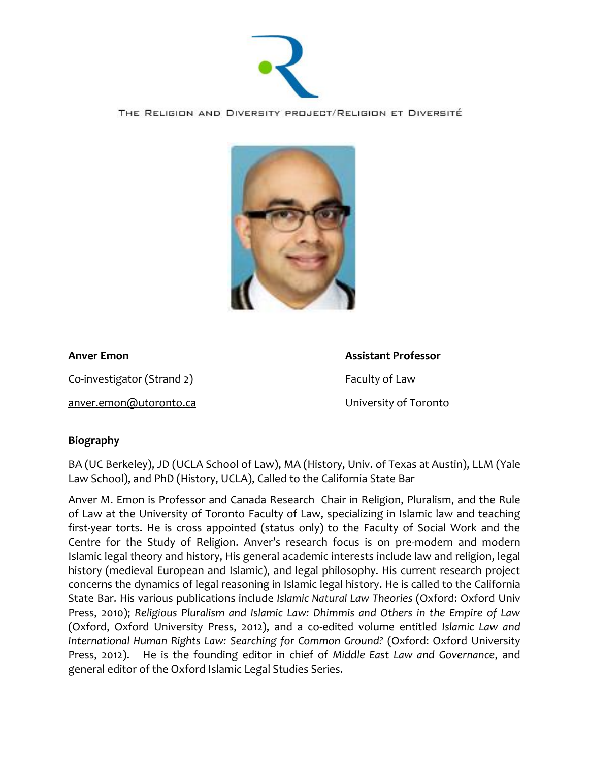THE RELIGION AND DIVERSITY PROJECT/RELIGION ET DIVERSITÉ

**Anver Emon**

Co-investigator (Strand 2)

anver.emon@utoronto.ca

**Assistant Professor**

Faculty of Law

University of Toronto

## Biography

BA (UC Berkeley), JD (UCLA School of Law), MA (History, Univ. of Texas at Austin), LLM (Yale Law School), and PhD (History, UCLA), Called to the California State Bar

Anver M. Emon is Professor and Canada Research Chair in Religion, Pluralism, and the Rule of Law at the University of Toronto Faculty of Law, specializing in Islamic law and teaching first-year torts. He is cross appointed (status only) to the Faculty of Social Work and the Centre for the Study of Religion. Anver's research focus is on pre-modern and modern Islamic legal theory and history, His general academic interests include law and religion, legal history (medieval European and Islamic), and legal philosophy. His current research project concerns the dynamics of legal reasoning in Islamic legal history. He is called to the California State Bar. His various publications include *Islamic Natural Law Theories* (Oxford: Oxford Univ Press, 2010); *Religious Pluralism and Islamic Law: Dhimmis and Others in the Empire of Law* (Oxford, Oxford University Press, 2012), and a co-edited volume entitled *Islamic Law and International Human Rights Law: Searching for Common Ground?* (Oxford: Oxford University Press, 2012). He is the founding editor in chief of *Middle East Law and Governance*, and general editor of the Oxford Islamic Legal Studies Series.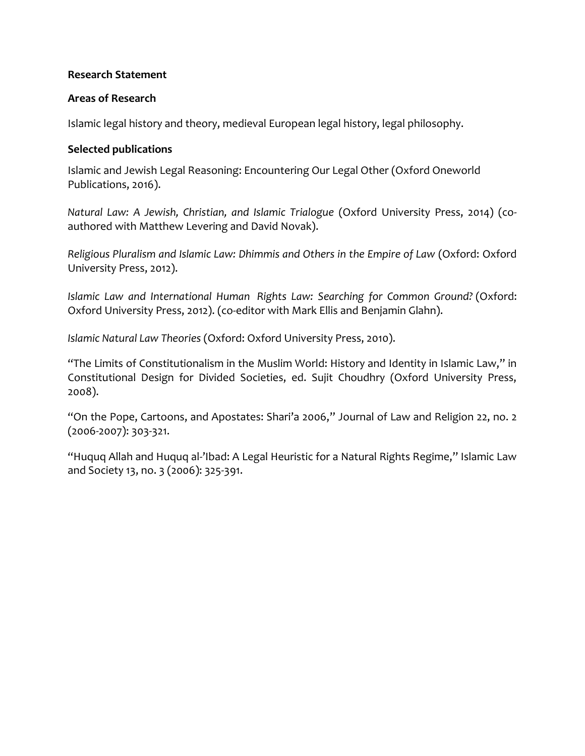**Research Statement**

**Areas of Research**

Islamic legal history and theory, medieval European legal history, legal philosophy.

**Selected publications**

Islamic and Jewish Legal Reasoning: Encountering Our Legal Other (Oxford Oneworld Publications, 2016).

*Natural Law: A Jewish, Christian, and Islamic Trialogue* (Oxford University Press, 2014) (co-authored with Matthew Levering and David Novak).

*Religious Pluralism and Islamic Law: Dhimmis and Others in the Empire of Law* (Oxford: Oxford University Press, 2012).

*Islamic Law and International Human Rights Law: Searching for Common Ground?* (Oxford: Oxford University Press, 2012). (co-editor with Mark Ellis and Benjamin Glahn).

*Islamic Natural Law Theories* (Oxford: Oxford University Press, 2010).

"The Limits of Constitutionalism in the Muslim World: History and Identity in Islamic Law," in Constitutional Design for Divided Societies, ed. Sujit Choudhry (Oxford University Press, 2008).

"On the Pope, Cartoons, and Apostates: Shari'a 2006," Journal of Law and Religion 22, no. 2 (2006-2007): 303-321.

"Huquq Allah and Huquq al-'Ibad: A Legal Heuristic for a Natural Rights Regime," Islamic Law and Society 13, no. 3 (2006): 325-391.